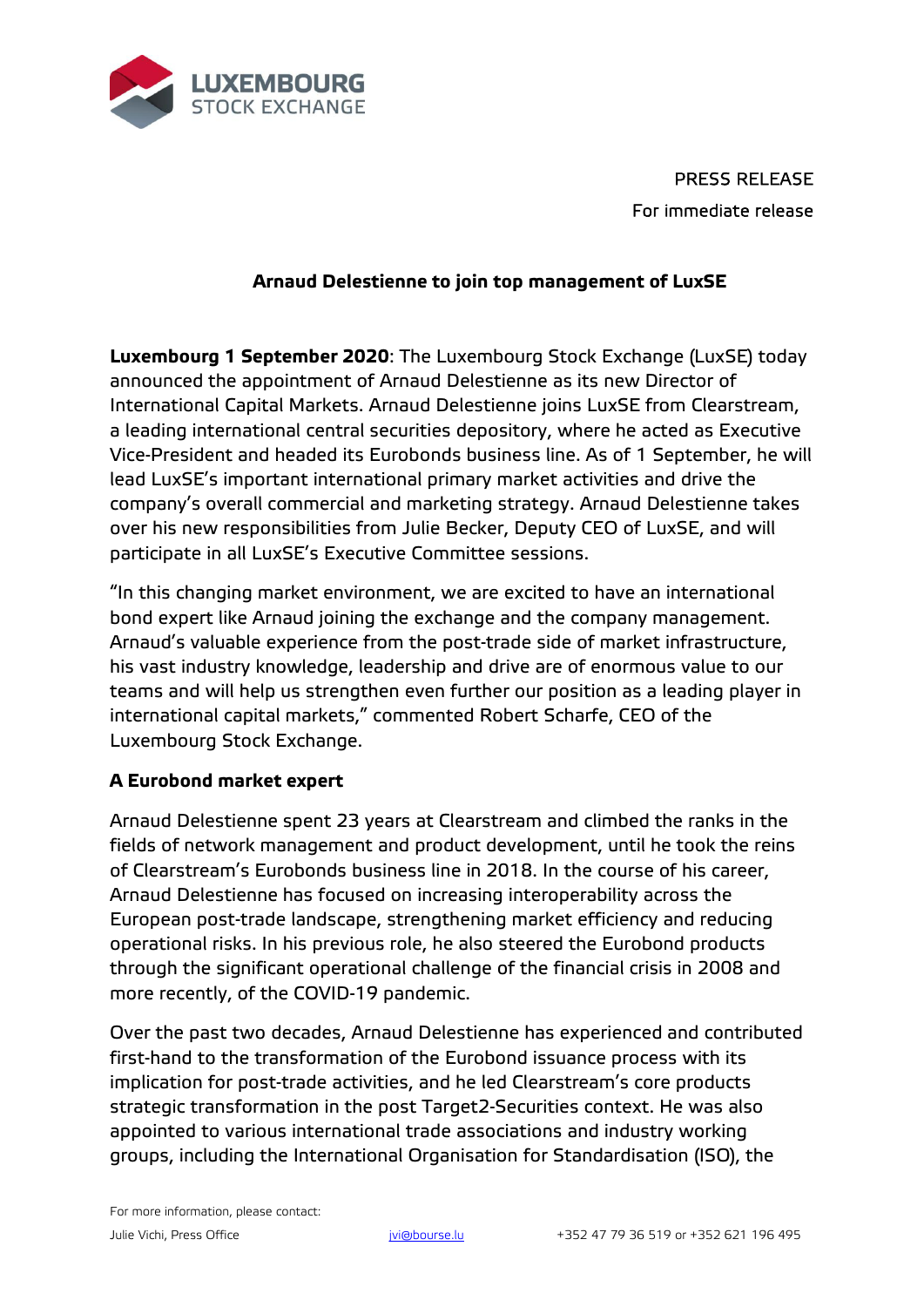PRESS RELEASE

For immediate release

## Arnaud Delestienne to join top management of LuxSE

**Luxembourg 1 September 2020**: The Luxembourg Stock Exchange (LuxSE) today announced the appointment of Arnaud Delestienne as its new Director of International Capital Markets. Arnaud Delestienne joins LuxSE from Clearstream, a leading international central securities depository, where he acted as Executive Vice-President and headed its Eurobonds business line. As of 1 September, he will lead LuxSE's important international primary market activities and drive the company's overall commercial and marketing strategy. Arnaud Delestienne takes over his new responsibilities from Julie Becker, Deputy CEO of LuxSE, and will participate in all LuxSE's Executive Committee sessions.

"In this changing market environment, we are excited to have an international bond expert like Arnaud joining the exchange and the company management. Arnaud's valuable experience from the post-trade side of market infrastructure, his vast industry knowledge, leadership and drive are of enormous value to our teams and will help us strengthen even further our position as a leading player in international capital markets," commented Robert Scharfe, CEO of the Luxembourg Stock Exchange.

### A Eurobond market expert

Arnaud Delestienne spent 23 years at Clearstream and climbed the ranks in the fields of network management and product development, until he took the reins of Clearstream's Eurobonds business line in 2018. In the course of his career, Arnaud Delestienne has focused on increasing interoperability across the European post-trade landscape, strengthening market efficiency and reducing operational risks. In his previous role, he also steered the Eurobond products through the significant operational challenge of the financial crisis in 2008 and more recently, of the COVID-19 pandemic.

Over the past two decades, Arnaud Delestienne has experienced and contributed first-hand to the transformation of the Eurobond issuance process with its implication for post-trade activities, and he led Clearstream's core products strategic transformation in the post Target2-Securities context. He was also appointed to various international trade associations and industry working groups, including the International Organisation for Standardisation (ISO), the

For more information, please contact:
Julie Vichi, Press Office jvi@bourse.lu +352 47 79 36 519 or +352 621 196 495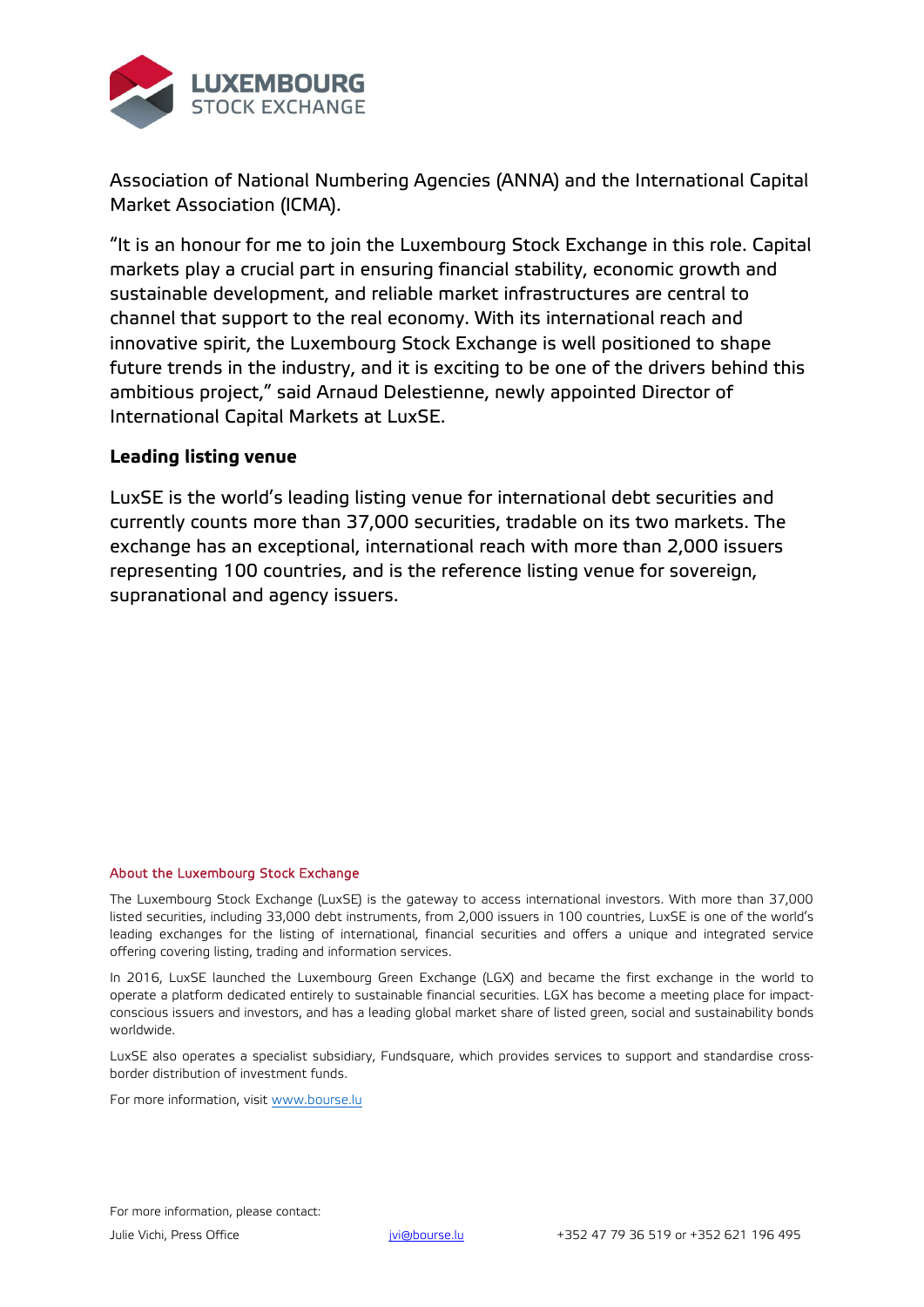Association of National Numbering Agencies (ANNA) and the International Capital Market Association (ICMA).

"It is an honour for me to join the Luxembourg Stock Exchange in this role. Capital markets play a crucial part in ensuring financial stability, economic growth and sustainable development, and reliable market infrastructures are central to channel that support to the real economy. With its international reach and innovative spirit, the Luxembourg Stock Exchange is well positioned to shape future trends in the industry, and it is exciting to be one of the drivers behind this ambitious project," said Arnaud Delestienne, newly appointed Director of International Capital Markets at LuxSE.

**Leading listing venue**

LuxSE is the world's leading listing venue for international debt securities and currently counts more than 37,000 securities, tradable on its two markets. The exchange has an exceptional, international reach with more than 2,000 issuers representing 100 countries, and is the reference listing venue for sovereign, supranational and agency issuers.

### About the Luxembourg Stock Exchange

The Luxembourg Stock Exchange (LuxSE) is the gateway to access international investors. With more than 37,000 listed securities, including 33,000 debt instruments, from 2,000 issuers in 100 countries, LuxSE is one of the world's leading exchanges for the listing of international, financial securities and offers a unique and integrated service offering covering listing, trading and information services.

In 2016, LuxSE launched the Luxembourg Green Exchange (LGX) and became the first exchange in the world to operate a platform dedicated entirely to sustainable financial securities. LGX has become a meeting place for impact-conscious issuers and investors, and has a leading global market share of listed green, social and sustainability bonds worldwide.

LuxSE also operates a specialist subsidiary, Fundsquare, which provides services to support and standardise cross-border distribution of investment funds.

For more information, visit www.bourse.lu

For more information, please contact:

Julie Vichi, Press Office jvi@bourse.lu +352 47 79 36 519 or +352 621 196 495